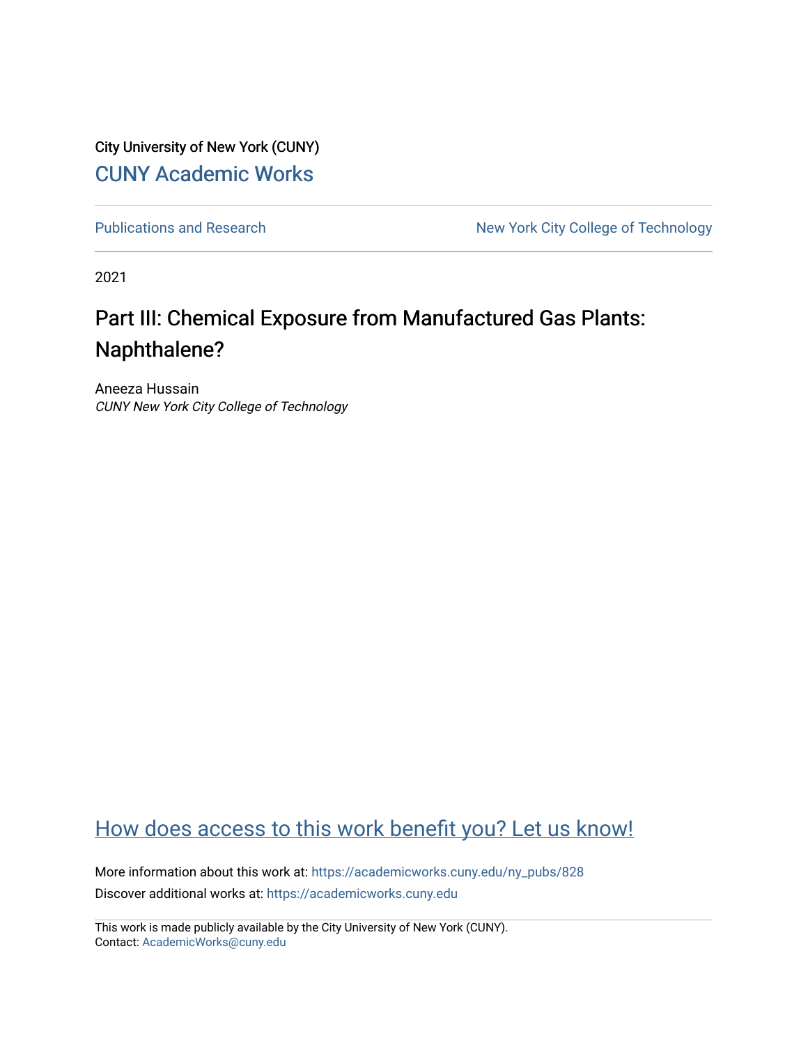City University of New York (CUNY)

CUNY Academic Works

Publications and Research

New York City College of Technology

2021

# Part III: Chemical Exposure from Manufactured Gas Plants: Naphthalene?

Aneeza Hussain
*CUNY New York City College of Technology*

How does access to this work benefit you? Let us know!

More information about this work at: https://academicworks.cuny.edu/ny_pubs/828
Discover additional works at: https://academicworks.cuny.edu

This work is made publicly available by the City University of New York (CUNY).
Contact: AcademicWorks@cuny.edu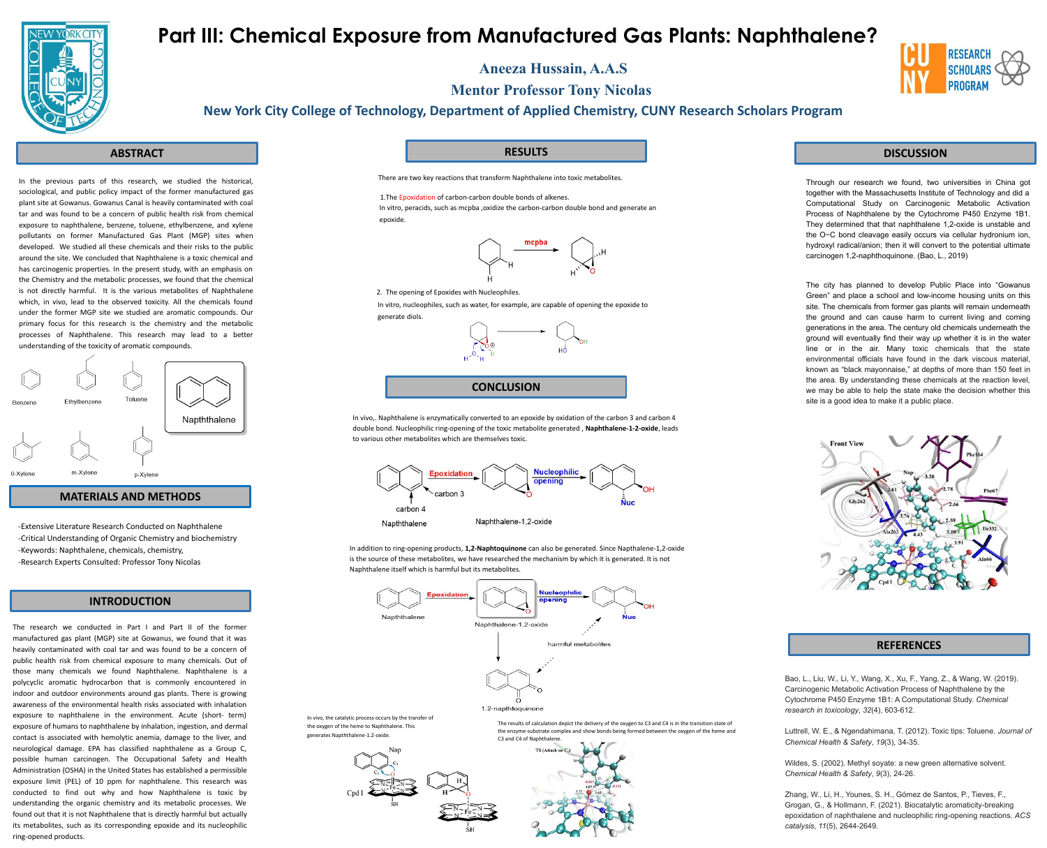# Part III: Chemical Exposure from Manufactured Gas Plants: Naphthalene?

**Aneeza Hussain, A.A.S**

**Mentor Professor Tony Nicolas**

**New York City College of Technology, Department of Applied Chemistry, CUNY Research Scholars Program**

## ABSTRACT

In the previous parts of this research, we studied the historical, sociological, and public policy impact of the former manufactured gas plant site at Gowanus. Gowanus Canal is heavily contaminated with coal tar and was found to be a concern of public health risk from chemical exposure to naphthalene, benzene, toluene, ethylbenzene, and xylene pollutants on former Manufactured Gas Plant (MGP) sites when developed. We studied all these chemicals and their risks to the public around the site. We concluded that Naphthalene is a toxic chemical and has carcinogenic properties. In the present study, with an emphasis on the Chemistry and the metabolic processes, we found that the chemical is not directly harmful. It is the various metabolites of Naphthalene which, in vivo, lead to the observed toxicity. All the chemicals found under the former MGP site we studied are aromatic compounds. Our primary focus for this research is the chemistry and the metabolic processes of Naphthalene. This research may lead to a better understanding of the toxicity of aromatic compounds.

Benzene
Ethylbenzene
Toluene
Napthalene
0-Xylene
m-Xylene
p-Xylene

## MATERIALS AND METHODS

- -Extensive Literature Research Conducted on Naphthalene
- -Critical Understanding of Organic Chemistry and biochemistry
- -Keywords: Naphthalene, chemicals, chemistry,
- -Research Experts Consulted: Professor Tony Nicolas

## INTRODUCTION

The research we conducted in Part I and Part II of the former manufactured gas plant (MGP) site at Gowanus, we found that it was heavily contaminated with coal tar and was found to be a concern of public health risk from chemical exposure to many chemicals. Out of those many chemicals we found Naphthalene. Naphthalene is a polycyclic aromatic hydrocarbon that is commonly encountered in indoor and outdoor environments around gas plants. There is growing awareness of the environmental health risks associated with inhalation exposure to naphthalene in the environment. Acute (short- term) exposure of humans to naphthalene by inhalation, ingestion, and dermal contact is associated with hemolytic anemia, damage to the liver, and neurological damage. EPA has classified naphthalene as a Group C, possible human carcinogen. The Occupational Safety and Health Administration (OSHA) in the United States has established a permissible exposure limit (PEL) of 10 ppm for naphthalene. This research was conducted to find out why and how Naphthalene is toxic by understanding the organic chemistry and its metabolic processes. We found out that it is not Naphthalene that is directly harmful but actually its metabolites, such as its corresponding epoxide and its nucleophilic ring-opened products.

## RESULTS

There are two key reactions that transform Naphthalene into toxic metabolites.

1.The Epoxidation of carbon-carbon double bonds of alkenes.
In vitro, peracids, such as mcpba ,oxidize the carbon-carbon double bond and generate an epoxide.

mcpba
H H H H O

2. The opening of Epoxides with Nucleophiles.
In vitro, nucleophiles, such as water, for example, are capable of opening the epoxide to generate diols.

HO OH

## CONCLUSION

In vivo,. Naphthalene is enzymatically converted to an epoxide by oxidation of the carbon 3 and carbon 4 double bond. Nucleophilic ring-opening of the toxic metabolite generated , **Naphthalene-1-2-oxide**, leads to various other metabolites which are themselves toxic.

Epoxidation
carbon 3
carbon 4
Napthalene
Nucleophilic opening
Naphthalene-1,2-oxide
OH
Nuc

In addition to ring-opening products, **1,2-Naphtoquinone** can also be generated. Since Napthalene-1,2-oxide is the source of these metabolites, we have researched the mechanism by which it is generated. It is not Naphthalene itself which is harmful but its metabolites.

Epoxidation
Naphthalene
Nucleophilic opening
Naphthalene-1,2-oxide
OH
Nuc
harmful metabolites
1,2-napthtoquinone

In vivo, the catalytic process occurs by the transfer of the oxygen of the heme to Naphthalene. This generates Napthtthalene-1,2-oxide.

The results of calculation depict the delivery of the oxygen to C3 and C4 is in the transition state of the enzyme-substrate complex and show bonds being formed between the oxygen of the heme and C3 and C4 of Naphthalene.

## DISCUSSION

Through our research we found, two universities in China got together with the Massachusetts Institute of Technology and did a Computational Study on Carcinogenic Metabolic Activation Process of Naphthalene by the Cytochrome P450 Enzyme 1B1. They determined that that naphthalene 1,2-oxide is unstable and the O−C bond cleavage easily occurs via cellular hydronium ion, hydroxyl radical/anion; then it will convert to the potential ultimate carcinogen 1,2-naphthoquinone. (Bao, L., 2019)

The city has planned to develop Public Place into "Gowanus Green" and place a school and low-income housing units on this site. The chemicals from former gas plants will remain underneath the ground and can cause harm to current living and coming generations in the area. The century old chemicals underneath the ground will eventually find their way up whether it is in the water line or in the air. Many toxic chemicals that the state environmental officials have found in the dark viscous material, known as "black mayonnaise," at depths of more than 150 feet in the area. By understanding these chemicals at the reaction level, we may be able to help the state make the decision whether this site is a good idea to make it a public place.

## REFERENCES

Bao, L., Liu, W., Li, Y., Wang, X., Xu, F., Yang, Z., & Wang, W. (2019). Carcinogenic Metabolic Activation Process of Naphthalene by the Cytochrome P450 Enzyme 1B1: A Computational Study. *Chemical research in toxicology*, *32*(4), 603-612.

Luttrell, W. E., & Ngendahimana, T. (2012). Toxic tips: Toluene. *Journal of Chemical Health & Safety*, *19*(3), 34-35.

Wildes, S. (2002). Methyl soyate: a new green alternative solvent. *Chemical Health & Safety*, *9*(3), 24-26.

Zhang, W., Li, H., Younes, S. H., Gómez de Santos, P., Tieves, F., Grogan, G., & Hollmann, F. (2021). Biocatalytic aromaticity-breaking epoxidation of naphthalene and nucleophilic ring-opening reactions. *ACS catalysis*, *11*(5), 2644-2649.